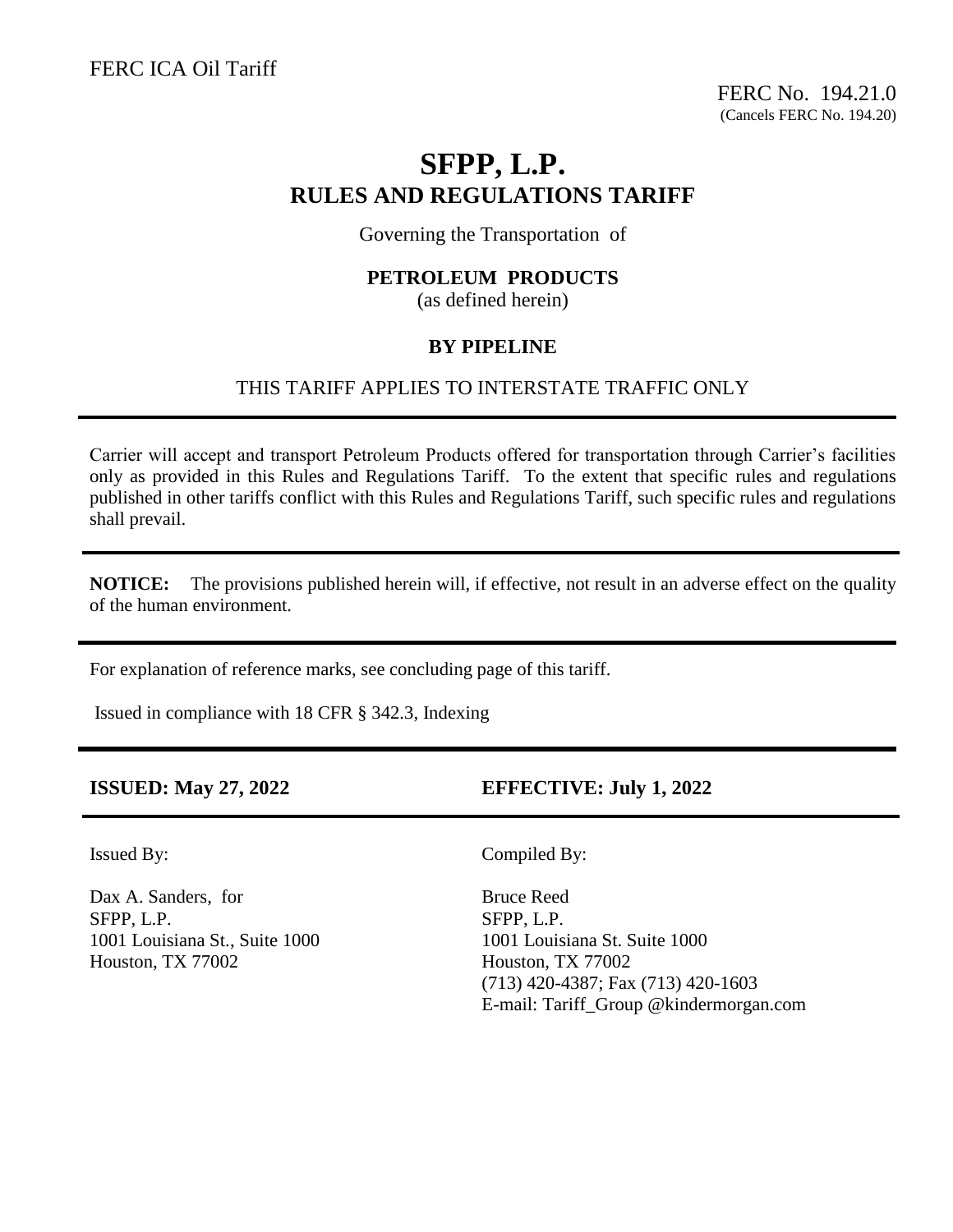FERC ICA Oil Tariff

FERC No. 194.21.0
(Cancels FERC No. 194.20)

# SFPP, L.P.
## RULES AND REGULATIONS TARIFF

Governing the Transportation of

**PETROLEUM PRODUCTS**
(as defined herein)

**BY PIPELINE**

THIS TARIFF APPLIES TO INTERSTATE TRAFFIC ONLY

---

Carrier will accept and transport Petroleum Products offered for transportation through Carrier's facilities only as provided in this Rules and Regulations Tariff. To the extent that specific rules and regulations published in other tariffs conflict with this Rules and Regulations Tariff, such specific rules and regulations shall prevail.

---

**NOTICE:** The provisions published herein will, if effective, not result in an adverse effect on the quality of the human environment.

---

For explanation of reference marks, see concluding page of this tariff.

Issued in compliance with 18 CFR § 342.3, Indexing

---

**ISSUED: May 27, 2022**

**EFFECTIVE: July 1, 2022**

---

Issued By:

Dax A. Sanders, for
SFPP, L.P.
1001 Louisiana St., Suite 1000
Houston, TX 77002

Compiled By:

Bruce Reed
SFPP, L.P.
1001 Louisiana St. Suite 1000
Houston, TX 77002
(713) 420-4387; Fax (713) 420-1603
E-mail: Tariff_Group @kindermorgan.com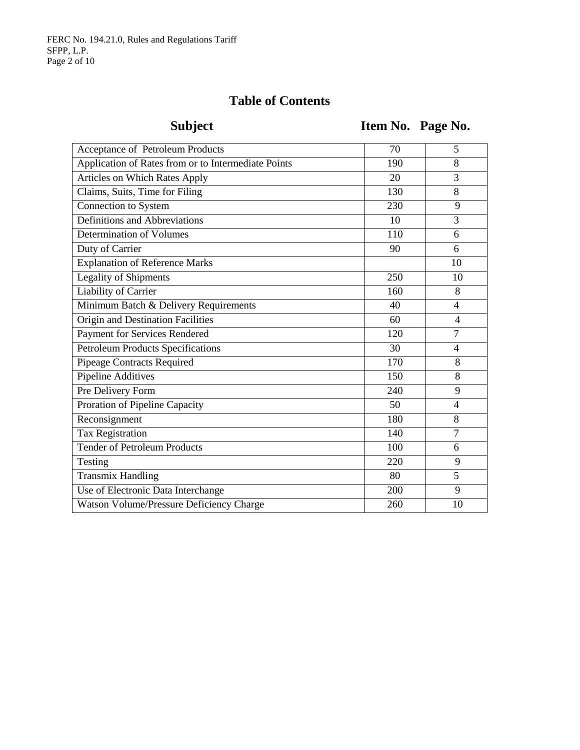# Table of Contents

| Subject | Item No. | Page No. |
|---|---|---|
| Acceptance of Petroleum Products | 70 | 5 |
| Application of Rates from or to Intermediate Points | 190 | 8 |
| Articles on Which Rates Apply | 20 | 3 |
| Claims, Suits, Time for Filing | 130 | 8 |
| Connection to System | 230 | 9 |
| Definitions and Abbreviations | 10 | 3 |
| Determination of Volumes | 110 | 6 |
| Duty of Carrier | 90 | 6 |
| Explanation of Reference Marks | | 10 |
| Legality of Shipments | 250 | 10 |
| Liability of Carrier | 160 | 8 |
| Minimum Batch & Delivery Requirements | 40 | 4 |
| Origin and Destination Facilities | 60 | 4 |
| Payment for Services Rendered | 120 | 7 |
| Petroleum Products Specifications | 30 | 4 |
| Pipeage Contracts Required | 170 | 8 |
| Pipeline Additives | 150 | 8 |
| Pre Delivery Form | 240 | 9 |
| Proration of Pipeline Capacity | 50 | 4 |
| Reconsignment | 180 | 8 |
| Tax Registration | 140 | 7 |
| Tender of Petroleum Products | 100 | 6 |
| Testing | 220 | 9 |
| Transmix Handling | 80 | 5 |
| Use of Electronic Data Interchange | 200 | 9 |
| Watson Volume/Pressure Deficiency Charge | 260 | 10 |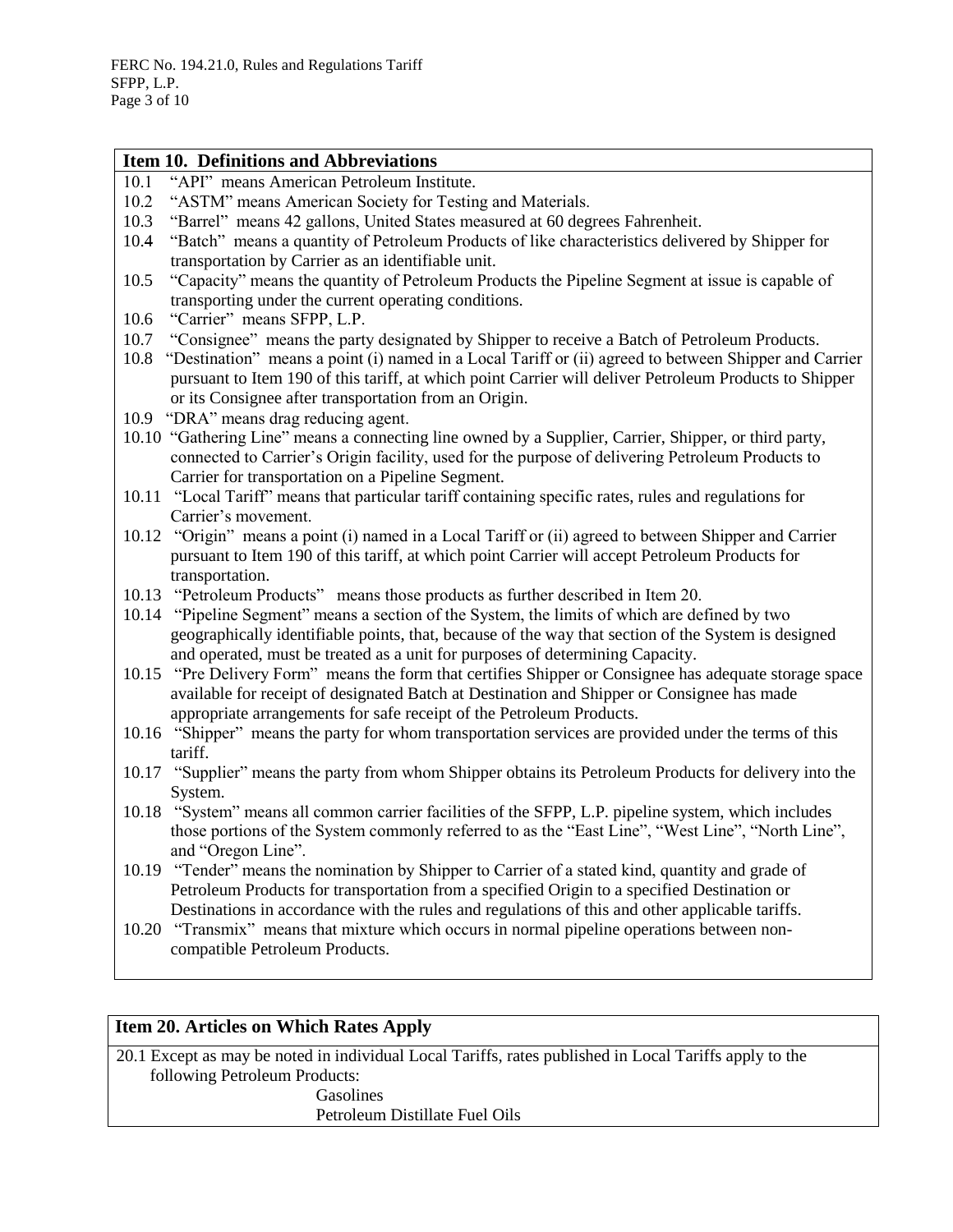## Item 10. Definitions and Abbreviations

10.1 "API" means American Petroleum Institute.

10.2 "ASTM" means American Society for Testing and Materials.

10.3 "Barrel" means 42 gallons, United States measured at 60 degrees Fahrenheit.

10.4 "Batch" means a quantity of Petroleum Products of like characteristics delivered by Shipper for transportation by Carrier as an identifiable unit.

10.5 "Capacity" means the quantity of Petroleum Products the Pipeline Segment at issue is capable of transporting under the current operating conditions.

10.6 "Carrier" means SFPP, L.P.

10.7 "Consignee" means the party designated by Shipper to receive a Batch of Petroleum Products.

10.8 "Destination" means a point (i) named in a Local Tariff or (ii) agreed to between Shipper and Carrier pursuant to Item 190 of this tariff, at which point Carrier will deliver Petroleum Products to Shipper or its Consignee after transportation from an Origin.

10.9 "DRA" means drag reducing agent.

10.10 "Gathering Line" means a connecting line owned by a Supplier, Carrier, Shipper, or third party, connected to Carrier's Origin facility, used for the purpose of delivering Petroleum Products to Carrier for transportation on a Pipeline Segment.

10.11 "Local Tariff" means that particular tariff containing specific rates, rules and regulations for Carrier's movement.

10.12 "Origin" means a point (i) named in a Local Tariff or (ii) agreed to between Shipper and Carrier pursuant to Item 190 of this tariff, at which point Carrier will accept Petroleum Products for transportation.

10.13 "Petroleum Products" means those products as further described in Item 20.

10.14 "Pipeline Segment" means a section of the System, the limits of which are defined by two geographically identifiable points, that, because of the way that section of the System is designed and operated, must be treated as a unit for purposes of determining Capacity.

10.15 "Pre Delivery Form" means the form that certifies Shipper or Consignee has adequate storage space available for receipt of designated Batch at Destination and Shipper or Consignee has made appropriate arrangements for safe receipt of the Petroleum Products.

10.16 "Shipper" means the party for whom transportation services are provided under the terms of this tariff.

10.17 "Supplier" means the party from whom Shipper obtains its Petroleum Products for delivery into the System.

10.18 "System" means all common carrier facilities of the SFPP, L.P. pipeline system, which includes those portions of the System commonly referred to as the "East Line", "West Line", "North Line", and "Oregon Line".

10.19 "Tender" means the nomination by Shipper to Carrier of a stated kind, quantity and grade of Petroleum Products for transportation from a specified Origin to a specified Destination or Destinations in accordance with the rules and regulations of this and other applicable tariffs.

10.20 "Transmix" means that mixture which occurs in normal pipeline operations between non-compatible Petroleum Products.

## Item 20. Articles on Which Rates Apply

20.1 Except as may be noted in individual Local Tariffs, rates published in Local Tariffs apply to the following Petroleum Products:

Gasolines
Petroleum Distillate Fuel Oils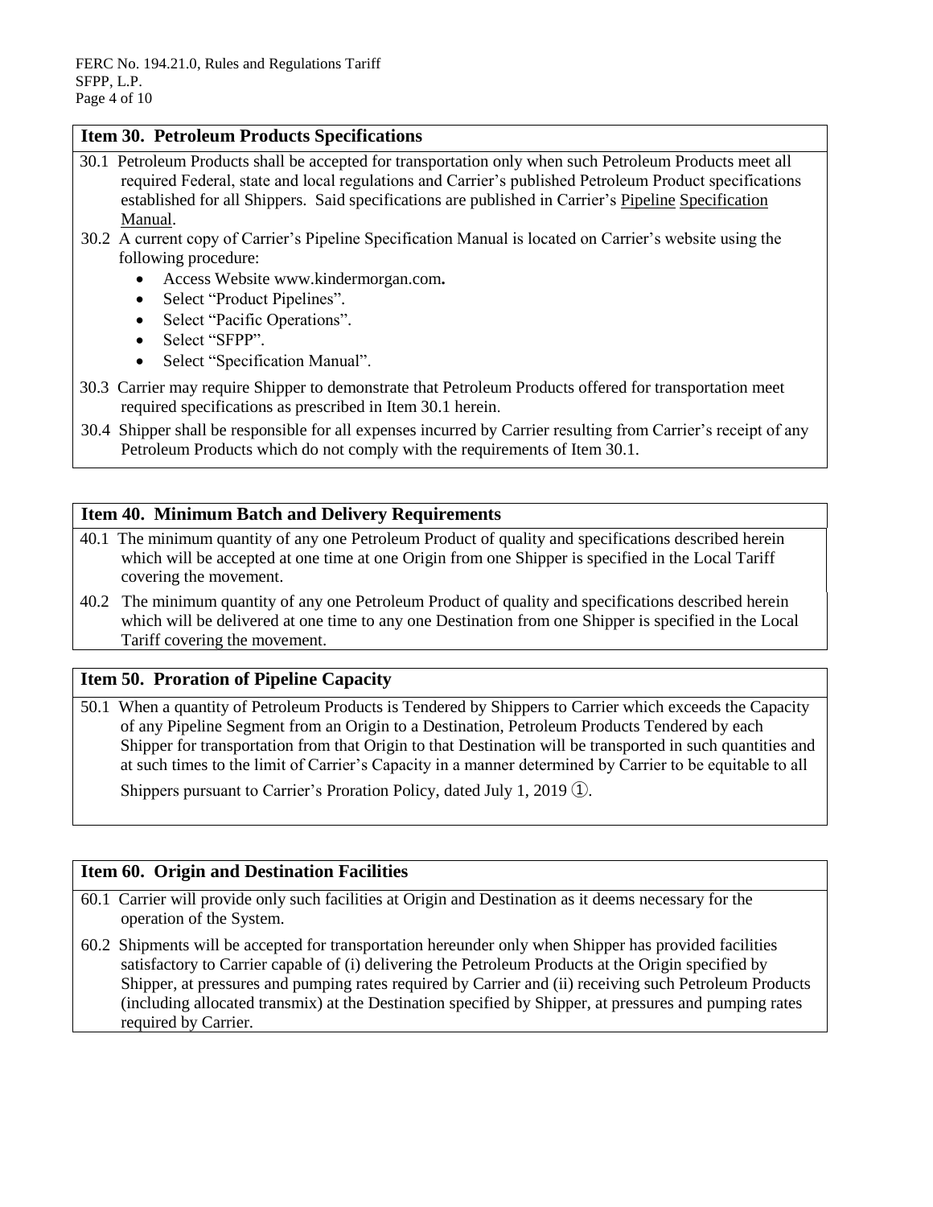## Item 30. Petroleum Products Specifications

30.1 Petroleum Products shall be accepted for transportation only when such Petroleum Products meet all required Federal, state and local regulations and Carrier's published Petroleum Product specifications established for all Shippers. Said specifications are published in Carrier's Pipeline Specification Manual.

30.2 A current copy of Carrier's Pipeline Specification Manual is located on Carrier's website using the following procedure:

- Access Website www.kindermorgan.com**.**
- Select "Product Pipelines".
- Select "Pacific Operations".
- Select "SFPP".
- Select "Specification Manual".

30.3 Carrier may require Shipper to demonstrate that Petroleum Products offered for transportation meet required specifications as prescribed in Item 30.1 herein.

30.4 Shipper shall be responsible for all expenses incurred by Carrier resulting from Carrier's receipt of any Petroleum Products which do not comply with the requirements of Item 30.1.

## Item 40. Minimum Batch and Delivery Requirements

40.1 The minimum quantity of any one Petroleum Product of quality and specifications described herein which will be accepted at one time at one Origin from one Shipper is specified in the Local Tariff covering the movement.

40.2 The minimum quantity of any one Petroleum Product of quality and specifications described herein which will be delivered at one time to any one Destination from one Shipper is specified in the Local Tariff covering the movement.

## Item 50. Proration of Pipeline Capacity

50.1 When a quantity of Petroleum Products is Tendered by Shippers to Carrier which exceeds the Capacity of any Pipeline Segment from an Origin to a Destination, Petroleum Products Tendered by each Shipper for transportation from that Origin to that Destination will be transported in such quantities and at such times to the limit of Carrier's Capacity in a manner determined by Carrier to be equitable to all Shippers pursuant to Carrier's Proration Policy, dated July 1, 2019 ①.

## Item 60. Origin and Destination Facilities

60.1 Carrier will provide only such facilities at Origin and Destination as it deems necessary for the operation of the System.

60.2 Shipments will be accepted for transportation hereunder only when Shipper has provided facilities satisfactory to Carrier capable of (i) delivering the Petroleum Products at the Origin specified by Shipper, at pressures and pumping rates required by Carrier and (ii) receiving such Petroleum Products (including allocated transmix) at the Destination specified by Shipper, at pressures and pumping rates required by Carrier.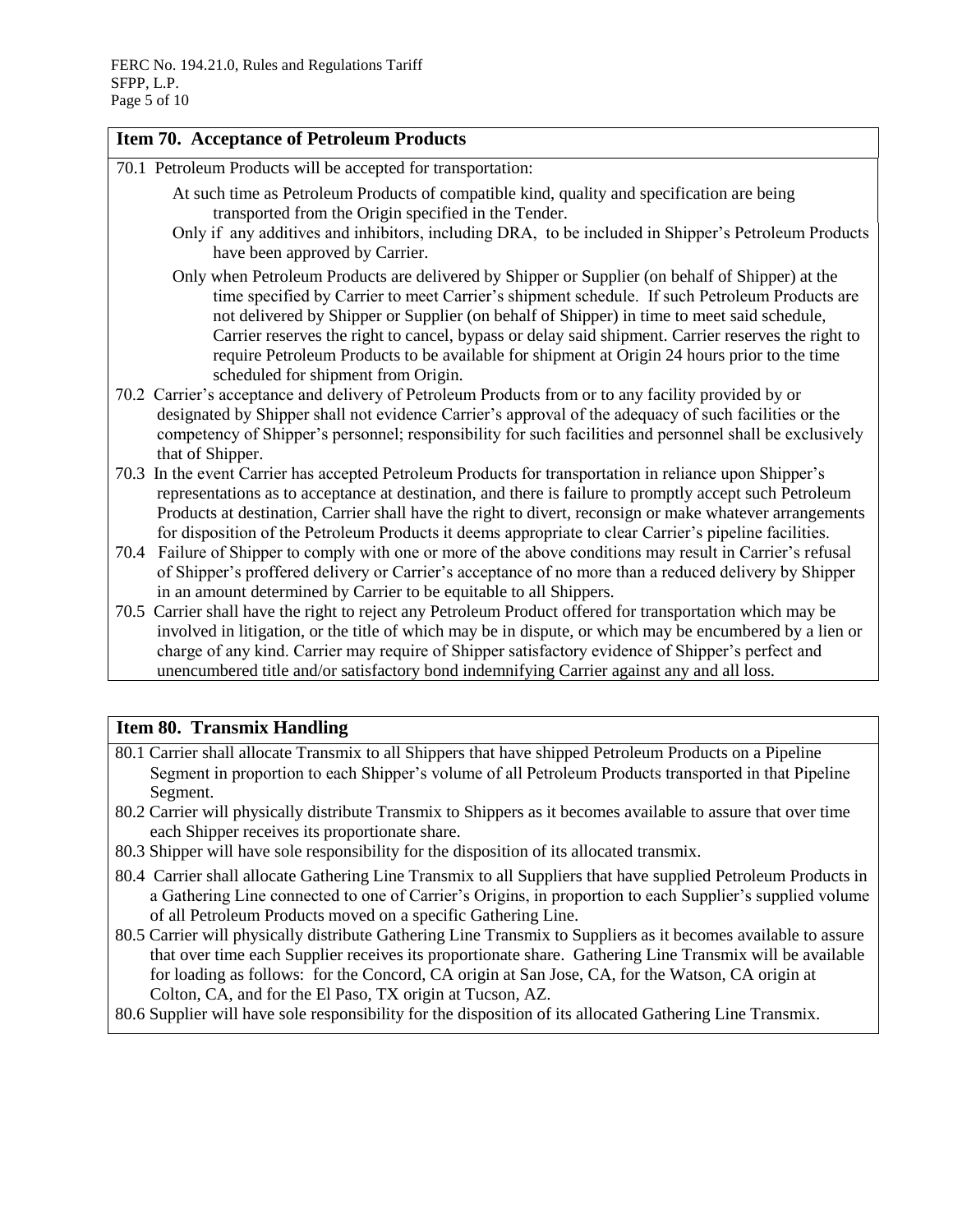## Item 70. Acceptance of Petroleum Products

70.1 Petroleum Products will be accepted for transportation:

At such time as Petroleum Products of compatible kind, quality and specification are being transported from the Origin specified in the Tender.

Only if any additives and inhibitors, including DRA, to be included in Shipper's Petroleum Products have been approved by Carrier.

Only when Petroleum Products are delivered by Shipper or Supplier (on behalf of Shipper) at the time specified by Carrier to meet Carrier's shipment schedule. If such Petroleum Products are not delivered by Shipper or Supplier (on behalf of Shipper) in time to meet said schedule, Carrier reserves the right to cancel, bypass or delay said shipment. Carrier reserves the right to require Petroleum Products to be available for shipment at Origin 24 hours prior to the time scheduled for shipment from Origin.

70.2 Carrier's acceptance and delivery of Petroleum Products from or to any facility provided by or designated by Shipper shall not evidence Carrier's approval of the adequacy of such facilities or the competency of Shipper's personnel; responsibility for such facilities and personnel shall be exclusively that of Shipper.

70.3 In the event Carrier has accepted Petroleum Products for transportation in reliance upon Shipper's representations as to acceptance at destination, and there is failure to promptly accept such Petroleum Products at destination, Carrier shall have the right to divert, reconsign or make whatever arrangements for disposition of the Petroleum Products it deems appropriate to clear Carrier's pipeline facilities.

70.4 Failure of Shipper to comply with one or more of the above conditions may result in Carrier's refusal of Shipper's proffered delivery or Carrier's acceptance of no more than a reduced delivery by Shipper in an amount determined by Carrier to be equitable to all Shippers.

70.5 Carrier shall have the right to reject any Petroleum Product offered for transportation which may be involved in litigation, or the title of which may be in dispute, or which may be encumbered by a lien or charge of any kind. Carrier may require of Shipper satisfactory evidence of Shipper's perfect and unencumbered title and/or satisfactory bond indemnifying Carrier against any and all loss.

## Item 80. Transmix Handling

80.1 Carrier shall allocate Transmix to all Shippers that have shipped Petroleum Products on a Pipeline Segment in proportion to each Shipper's volume of all Petroleum Products transported in that Pipeline Segment.

80.2 Carrier will physically distribute Transmix to Shippers as it becomes available to assure that over time each Shipper receives its proportionate share.

80.3 Shipper will have sole responsibility for the disposition of its allocated transmix.

80.4 Carrier shall allocate Gathering Line Transmix to all Suppliers that have supplied Petroleum Products in a Gathering Line connected to one of Carrier's Origins, in proportion to each Supplier's supplied volume of all Petroleum Products moved on a specific Gathering Line.

80.5 Carrier will physically distribute Gathering Line Transmix to Suppliers as it becomes available to assure that over time each Supplier receives its proportionate share. Gathering Line Transmix will be available for loading as follows: for the Concord, CA origin at San Jose, CA, for the Watson, CA origin at Colton, CA, and for the El Paso, TX origin at Tucson, AZ.

80.6 Supplier will have sole responsibility for the disposition of its allocated Gathering Line Transmix.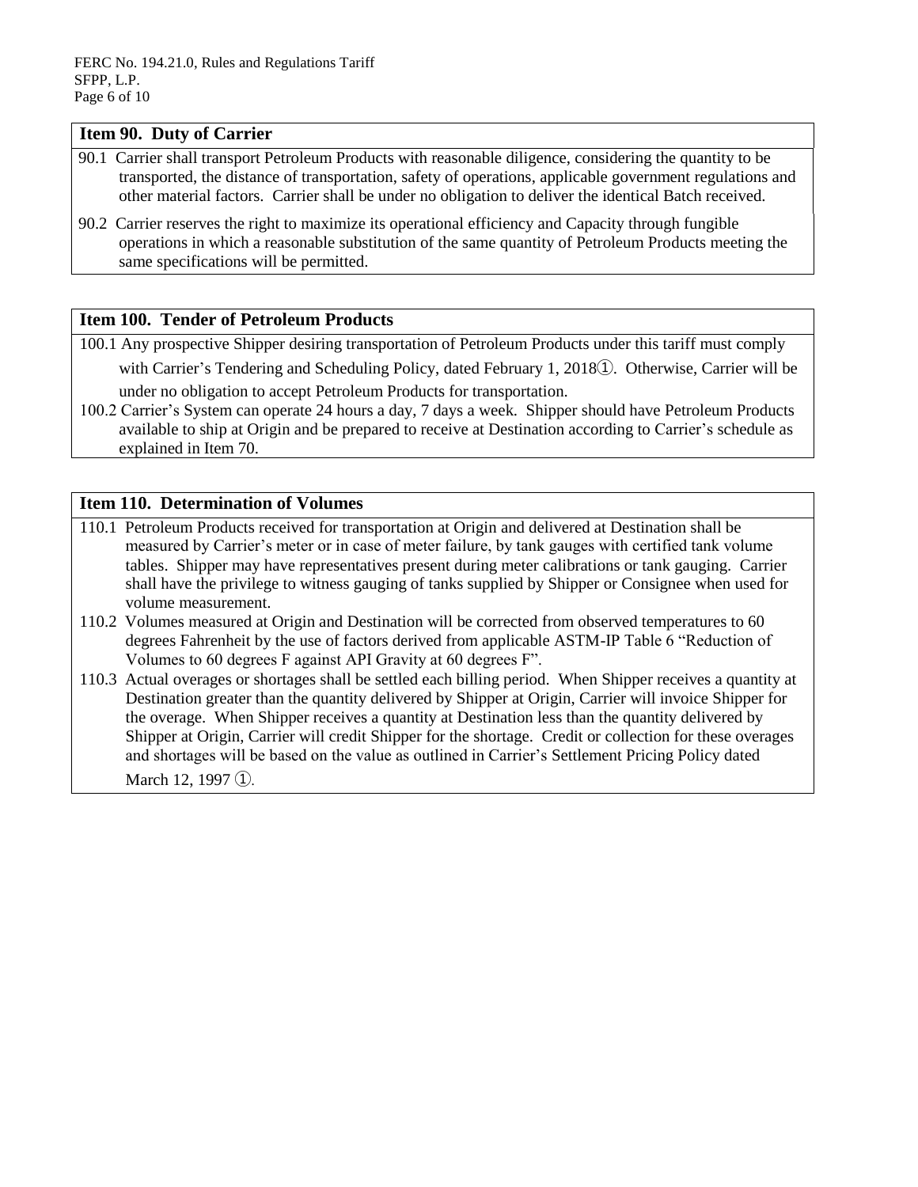## Item 90. Duty of Carrier

90.1 Carrier shall transport Petroleum Products with reasonable diligence, considering the quantity to be transported, the distance of transportation, safety of operations, applicable government regulations and other material factors. Carrier shall be under no obligation to deliver the identical Batch received.

90.2 Carrier reserves the right to maximize its operational efficiency and Capacity through fungible operations in which a reasonable substitution of the same quantity of Petroleum Products meeting the same specifications will be permitted.

## Item 100. Tender of Petroleum Products

100.1 Any prospective Shipper desiring transportation of Petroleum Products under this tariff must comply with Carrier's Tendering and Scheduling Policy, dated February 1, 2018①. Otherwise, Carrier will be under no obligation to accept Petroleum Products for transportation.

100.2 Carrier's System can operate 24 hours a day, 7 days a week. Shipper should have Petroleum Products available to ship at Origin and be prepared to receive at Destination according to Carrier's schedule as explained in Item 70.

## Item 110. Determination of Volumes

110.1 Petroleum Products received for transportation at Origin and delivered at Destination shall be measured by Carrier's meter or in case of meter failure, by tank gauges with certified tank volume tables. Shipper may have representatives present during meter calibrations or tank gauging. Carrier shall have the privilege to witness gauging of tanks supplied by Shipper or Consignee when used for volume measurement.

110.2 Volumes measured at Origin and Destination will be corrected from observed temperatures to 60 degrees Fahrenheit by the use of factors derived from applicable ASTM-IP Table 6 "Reduction of Volumes to 60 degrees F against API Gravity at 60 degrees F".

110.3 Actual overages or shortages shall be settled each billing period. When Shipper receives a quantity at Destination greater than the quantity delivered by Shipper at Origin, Carrier will invoice Shipper for the overage. When Shipper receives a quantity at Destination less than the quantity delivered by Shipper at Origin, Carrier will credit Shipper for the shortage. Credit or collection for these overages and shortages will be based on the value as outlined in Carrier's Settlement Pricing Policy dated March 12, 1997 ①.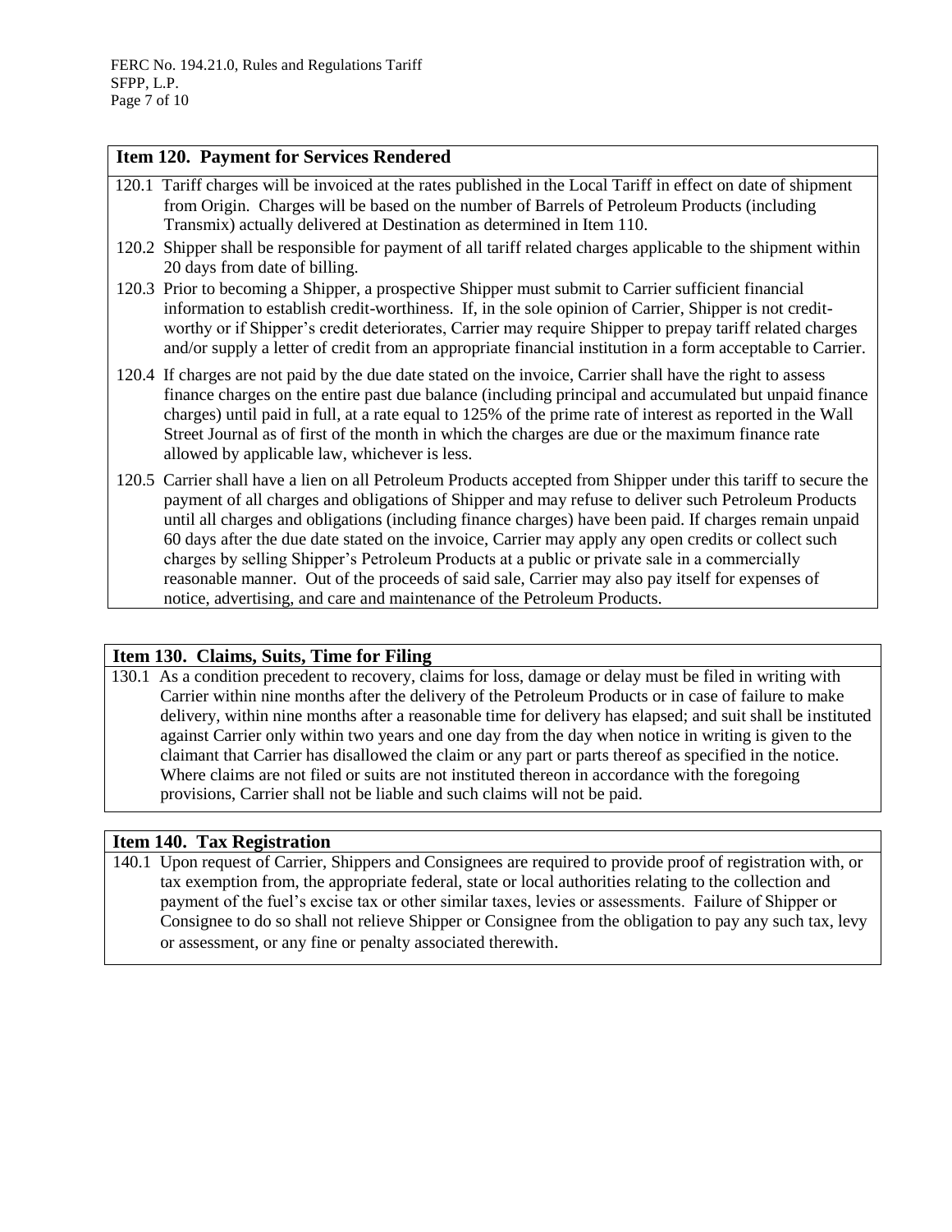## Item 120. Payment for Services Rendered

120.1 Tariff charges will be invoiced at the rates published in the Local Tariff in effect on date of shipment from Origin. Charges will be based on the number of Barrels of Petroleum Products (including Transmix) actually delivered at Destination as determined in Item 110.

120.2 Shipper shall be responsible for payment of all tariff related charges applicable to the shipment within 20 days from date of billing.

120.3 Prior to becoming a Shipper, a prospective Shipper must submit to Carrier sufficient financial information to establish credit-worthiness. If, in the sole opinion of Carrier, Shipper is not credit-worthy or if Shipper's credit deteriorates, Carrier may require Shipper to prepay tariff related charges and/or supply a letter of credit from an appropriate financial institution in a form acceptable to Carrier.

120.4 If charges are not paid by the due date stated on the invoice, Carrier shall have the right to assess finance charges on the entire past due balance (including principal and accumulated but unpaid finance charges) until paid in full, at a rate equal to 125% of the prime rate of interest as reported in the Wall Street Journal as of first of the month in which the charges are due or the maximum finance rate allowed by applicable law, whichever is less.

120.5 Carrier shall have a lien on all Petroleum Products accepted from Shipper under this tariff to secure the payment of all charges and obligations of Shipper and may refuse to deliver such Petroleum Products until all charges and obligations (including finance charges) have been paid. If charges remain unpaid 60 days after the due date stated on the invoice, Carrier may apply any open credits or collect such charges by selling Shipper's Petroleum Products at a public or private sale in a commercially reasonable manner. Out of the proceeds of said sale, Carrier may also pay itself for expenses of notice, advertising, and care and maintenance of the Petroleum Products.

## Item 130. Claims, Suits, Time for Filing

130.1 As a condition precedent to recovery, claims for loss, damage or delay must be filed in writing with Carrier within nine months after the delivery of the Petroleum Products or in case of failure to make delivery, within nine months after a reasonable time for delivery has elapsed; and suit shall be instituted against Carrier only within two years and one day from the day when notice in writing is given to the claimant that Carrier has disallowed the claim or any part or parts thereof as specified in the notice. Where claims are not filed or suits are not instituted thereon in accordance with the foregoing provisions, Carrier shall not be liable and such claims will not be paid.

## Item 140. Tax Registration

140.1 Upon request of Carrier, Shippers and Consignees are required to provide proof of registration with, or tax exemption from, the appropriate federal, state or local authorities relating to the collection and payment of the fuel's excise tax or other similar taxes, levies or assessments. Failure of Shipper or Consignee to do so shall not relieve Shipper or Consignee from the obligation to pay any such tax, levy or assessment, or any fine or penalty associated therewith.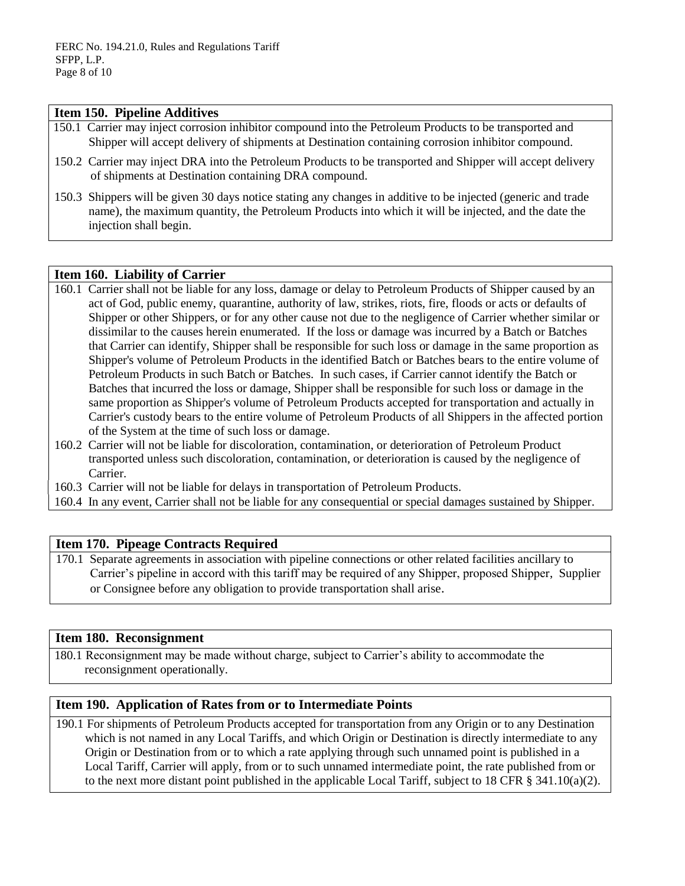## Item 150. Pipeline Additives

150.1 Carrier may inject corrosion inhibitor compound into the Petroleum Products to be transported and Shipper will accept delivery of shipments at Destination containing corrosion inhibitor compound.

150.2 Carrier may inject DRA into the Petroleum Products to be transported and Shipper will accept delivery of shipments at Destination containing DRA compound.

150.3 Shippers will be given 30 days notice stating any changes in additive to be injected (generic and trade name), the maximum quantity, the Petroleum Products into which it will be injected, and the date the injection shall begin.

## Item 160. Liability of Carrier

160.1 Carrier shall not be liable for any loss, damage or delay to Petroleum Products of Shipper caused by an act of God, public enemy, quarantine, authority of law, strikes, riots, fire, floods or acts or defaults of Shipper or other Shippers, or for any other cause not due to the negligence of Carrier whether similar or dissimilar to the causes herein enumerated. If the loss or damage was incurred by a Batch or Batches that Carrier can identify, Shipper shall be responsible for such loss or damage in the same proportion as Shipper's volume of Petroleum Products in the identified Batch or Batches bears to the entire volume of Petroleum Products in such Batch or Batches. In such cases, if Carrier cannot identify the Batch or Batches that incurred the loss or damage, Shipper shall be responsible for such loss or damage in the same proportion as Shipper's volume of Petroleum Products accepted for transportation and actually in Carrier's custody bears to the entire volume of Petroleum Products of all Shippers in the affected portion of the System at the time of such loss or damage.

160.2 Carrier will not be liable for discoloration, contamination, or deterioration of Petroleum Product transported unless such discoloration, contamination, or deterioration is caused by the negligence of Carrier.

160.3 Carrier will not be liable for delays in transportation of Petroleum Products.

160.4 In any event, Carrier shall not be liable for any consequential or special damages sustained by Shipper.

## Item 170. Pipeage Contracts Required

170.1 Separate agreements in association with pipeline connections or other related facilities ancillary to Carrier's pipeline in accord with this tariff may be required of any Shipper, proposed Shipper, Supplier or Consignee before any obligation to provide transportation shall arise.

## Item 180. Reconsignment

180.1 Reconsignment may be made without charge, subject to Carrier's ability to accommodate the reconsignment operationally.

## Item 190. Application of Rates from or to Intermediate Points

190.1 For shipments of Petroleum Products accepted for transportation from any Origin or to any Destination which is not named in any Local Tariffs, and which Origin or Destination is directly intermediate to any Origin or Destination from or to which a rate applying through such unnamed point is published in a Local Tariff, Carrier will apply, from or to such unnamed intermediate point, the rate published from or to the next more distant point published in the applicable Local Tariff, subject to 18 CFR § 341.10(a)(2).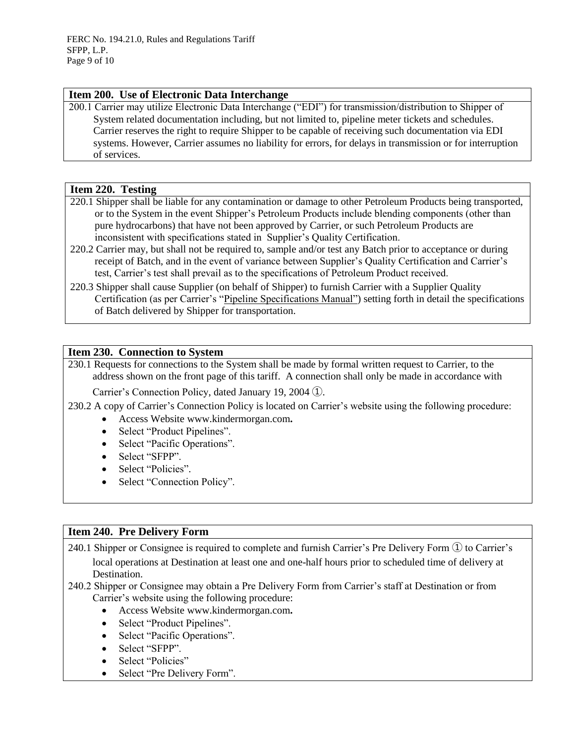### Item 200. Use of Electronic Data Interchange

200.1 Carrier may utilize Electronic Data Interchange ("EDI") for transmission/distribution to Shipper of System related documentation including, but not limited to, pipeline meter tickets and schedules. Carrier reserves the right to require Shipper to be capable of receiving such documentation via EDI systems. However, Carrier assumes no liability for errors, for delays in transmission or for interruption of services.

### Item 220. Testing

220.1 Shipper shall be liable for any contamination or damage to other Petroleum Products being transported, or to the System in the event Shipper's Petroleum Products include blending components (other than pure hydrocarbons) that have not been approved by Carrier, or such Petroleum Products are inconsistent with specifications stated in Supplier's Quality Certification.

220.2 Carrier may, but shall not be required to, sample and/or test any Batch prior to acceptance or during receipt of Batch, and in the event of variance between Supplier's Quality Certification and Carrier's test, Carrier's test shall prevail as to the specifications of Petroleum Product received.

220.3 Shipper shall cause Supplier (on behalf of Shipper) to furnish Carrier with a Supplier Quality Certification (as per Carrier's "Pipeline Specifications Manual") setting forth in detail the specifications of Batch delivered by Shipper for transportation.

### Item 230. Connection to System

230.1 Requests for connections to the System shall be made by formal written request to Carrier, to the address shown on the front page of this tariff. A connection shall only be made in accordance with Carrier's Connection Policy, dated January 19, 2004 ①.

230.2 A copy of Carrier's Connection Policy is located on Carrier's website using the following procedure:

- Access Website www.kindermorgan.com**.**
- Select "Product Pipelines".
- Select "Pacific Operations".
- Select "SFPP".
- Select "Policies".
- Select "Connection Policy".

### Item 240. Pre Delivery Form

240.1 Shipper or Consignee is required to complete and furnish Carrier's Pre Delivery Form ① to Carrier's local operations at Destination at least one and one-half hours prior to scheduled time of delivery at Destination.

240.2 Shipper or Consignee may obtain a Pre Delivery Form from Carrier's staff at Destination or from Carrier's website using the following procedure:

- Access Website www.kindermorgan.com**.**
- Select "Product Pipelines".
- Select "Pacific Operations".
- Select "SFPP".
- Select "Policies"
- Select "Pre Delivery Form".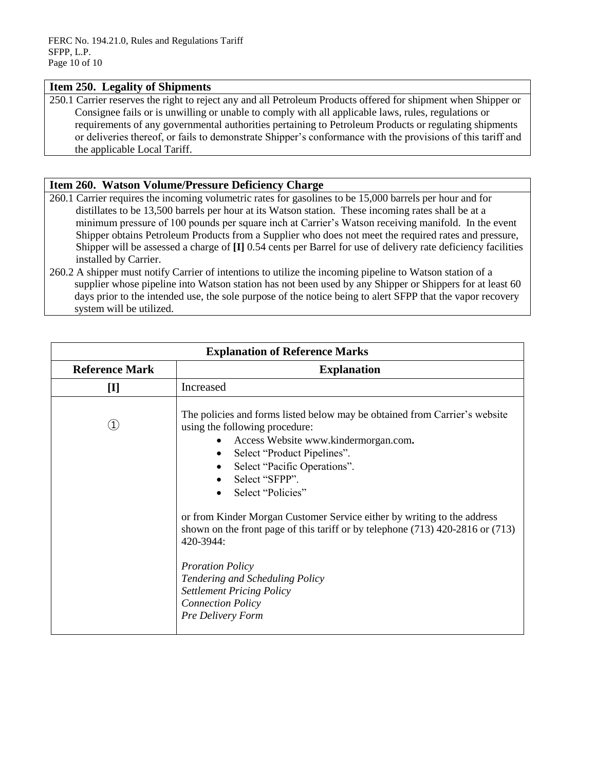## Item 250. Legality of Shipments

250.1 Carrier reserves the right to reject any and all Petroleum Products offered for shipment when Shipper or Consignee fails or is unwilling or unable to comply with all applicable laws, rules, regulations or requirements of any governmental authorities pertaining to Petroleum Products or regulating shipments or deliveries thereof, or fails to demonstrate Shipper's conformance with the provisions of this tariff and the applicable Local Tariff.

## Item 260. Watson Volume/Pressure Deficiency Charge

260.1 Carrier requires the incoming volumetric rates for gasolines to be 15,000 barrels per hour and for distillates to be 13,500 barrels per hour at its Watson station. These incoming rates shall be at a minimum pressure of 100 pounds per square inch at Carrier's Watson receiving manifold. In the event Shipper obtains Petroleum Products from a Supplier who does not meet the required rates and pressure, Shipper will be assessed a charge of **[I]** 0.54 cents per Barrel for use of delivery rate deficiency facilities installed by Carrier.

260.2 A shipper must notify Carrier of intentions to utilize the incoming pipeline to Watson station of a supplier whose pipeline into Watson station has not been used by any Shipper or Shippers for at least 60 days prior to the intended use, the sole purpose of the notice being to alert SFPP that the vapor recovery system will be utilized.

| Explanation of Reference Marks | |
|---|---|
| **Reference Mark** | **Explanation** |
| **[I]** | Increased |
| ① | The policies and forms listed below may be obtained from Carrier's website using the following procedure:<br>• Access Website www.kindermorgan.com.<br>• Select "Product Pipelines".<br>• Select "Pacific Operations".<br>• Select "SFPP".<br>• Select "Policies"<br><br>or from Kinder Morgan Customer Service either by writing to the address shown on the front page of this tariff or by telephone (713) 420-2816 or (713) 420-3944:<br><br>*Proration Policy*<br>*Tendering and Scheduling Policy*<br>*Settlement Pricing Policy*<br>*Connection Policy*<br>*Pre Delivery Form* |